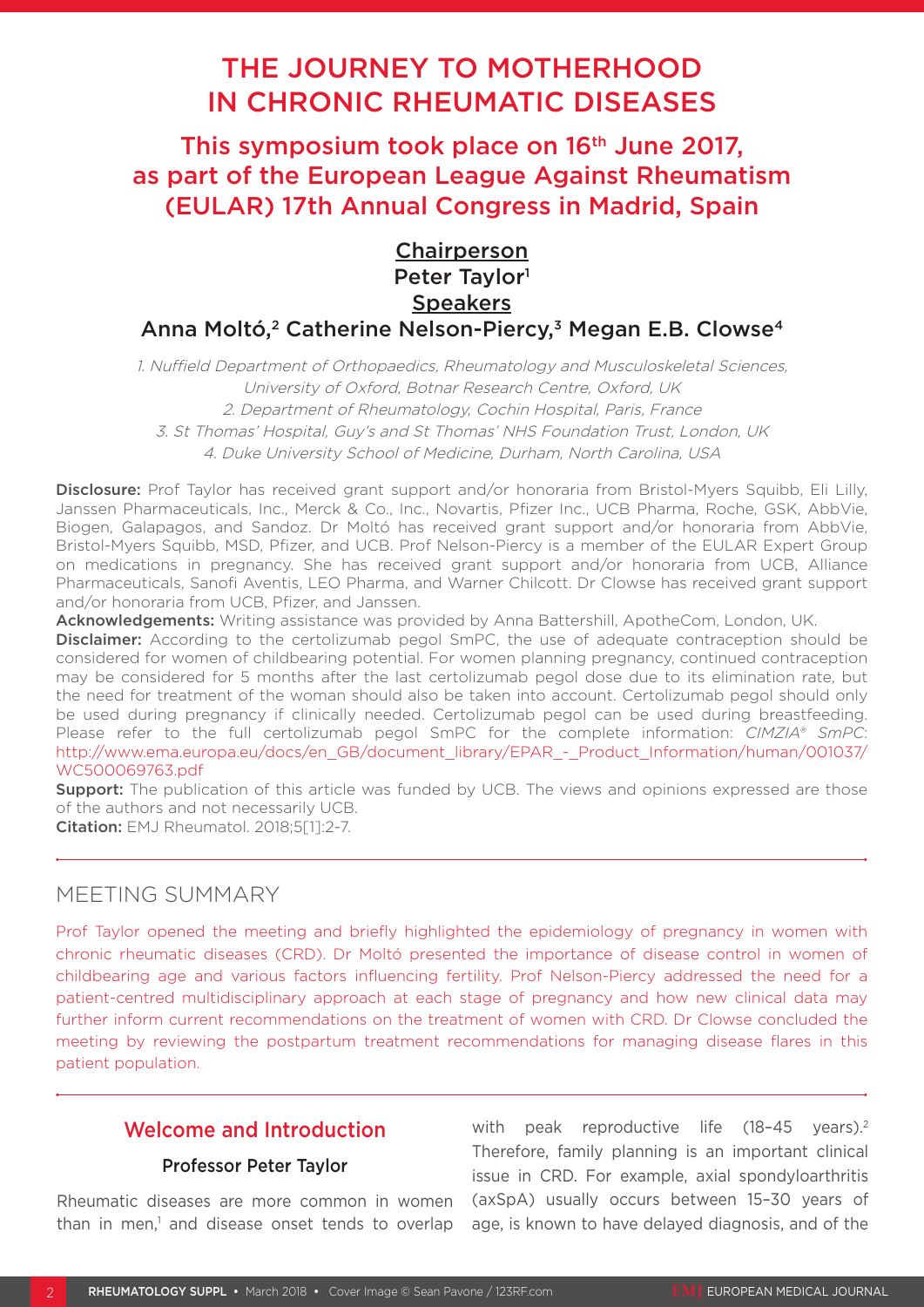# THE JOURNEY TO MOTHERHOOD IN CHRONIC RHEUMATIC DISEASES

## This symposium took place on 16th June 2017, as part of the European League Against Rheumatism (EULAR) 17th Annual Congress in Madrid, Spain

**Chairperson**
Peter Taylor[1]
**Speakers**
Anna Moltó,[2] Catherine Nelson-Piercy,[3] Megan E.B. Clowse[4]

*1. Nuffield Department of Orthopaedics, Rheumatology and Musculoskeletal Sciences, University of Oxford, Botnar Research Centre, Oxford, UK*
*2. Department of Rheumatology, Cochin Hospital, Paris, France*
*3. St Thomas' Hospital, Guy's and St Thomas' NHS Foundation Trust, London, UK*
*4. Duke University School of Medicine, Durham, North Carolina, USA*

**Disclosure:** Prof Taylor has received grant support and/or honoraria from Bristol-Myers Squibb, Eli Lilly, Janssen Pharmaceuticals, Inc., Merck & Co., Inc., Novartis, Pfizer Inc., UCB Pharma, Roche, GSK, AbbVie, Biogen, Galapagos, and Sandoz. Dr Moltó has received grant support and/or honoraria from AbbVie, Bristol-Myers Squibb, MSD, Pfizer, and UCB. Prof Nelson-Piercy is a member of the EULAR Expert Group on medications in pregnancy. She has received grant support and/or honoraria from UCB, Alliance Pharmaceuticals, Sanofi Aventis, LEO Pharma, and Warner Chilcott. Dr Clowse has received grant support and/or honoraria from UCB, Pfizer, and Janssen.

**Acknowledgements:** Writing assistance was provided by Anna Battershill, ApotheCom, London, UK.

**Disclaimer:** According to the certolizumab pegol SmPC, the use of adequate contraception should be considered for women of childbearing potential. For women planning pregnancy, continued contraception may be considered for 5 months after the last certolizumab pegol dose due to its elimination rate, but the need for treatment of the woman should also be taken into account. Certolizumab pegol should only be used during pregnancy if clinically needed. Certolizumab pegol can be used during breastfeeding. Please refer to the full certolizumab pegol SmPC for the complete information: *CIMZIA® SmPC*: http://www.ema.europa.eu/docs/en_GB/document_library/EPAR_-_Product_Information/human/001037/WC500069763.pdf

**Support:** The publication of this article was funded by UCB. The views and opinions expressed are those of the authors and not necessarily UCB.

**Citation:** EMJ Rheumatol. 2018;5[1]:2-7.

## MEETING SUMMARY

Prof Taylor opened the meeting and briefly highlighted the epidemiology of pregnancy in women with chronic rheumatic diseases (CRD). Dr Moltó presented the importance of disease control in women of childbearing age and various factors influencing fertility. Prof Nelson-Piercy addressed the need for a patient-centred multidisciplinary approach at each stage of pregnancy and how new clinical data may further inform current recommendations on the treatment of women with CRD. Dr Clowse concluded the meeting by reviewing the postpartum treatment recommendations for managing disease flares in this patient population.

## Welcome and Introduction

### Professor Peter Taylor

Rheumatic diseases are more common in women than in men,[1] and disease onset tends to overlap with peak reproductive life (18–45 years).[2] Therefore, family planning is an important clinical issue in CRD. For example, axial spondyloarthritis (axSpA) usually occurs between 15–30 years of age, is known to have delayed diagnosis, and of the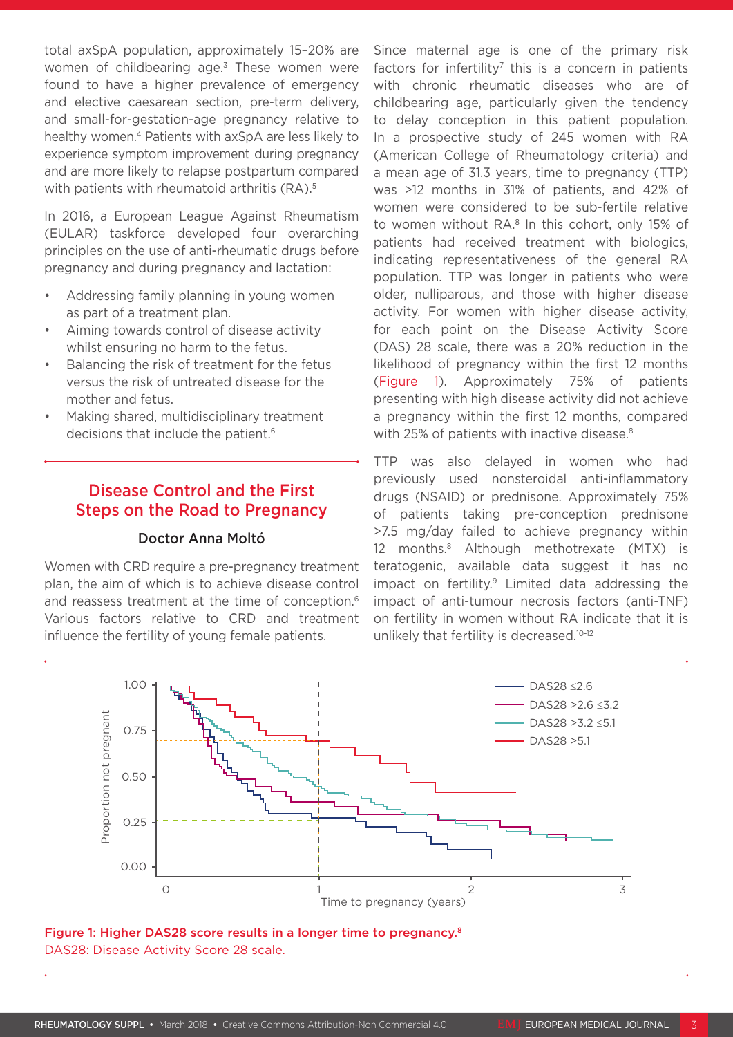total axSpA population, approximately 15–20% are women of childbearing age.[3] These women were found to have a higher prevalence of emergency and elective caesarean section, pre-term delivery, and small-for-gestation-age pregnancy relative to healthy women.[4] Patients with axSpA are less likely to experience symptom improvement during pregnancy and are more likely to relapse postpartum compared with patients with rheumatoid arthritis (RA).[5]

In 2016, a European League Against Rheumatism (EULAR) taskforce developed four overarching principles on the use of anti-rheumatic drugs before pregnancy and during pregnancy and lactation:

- Addressing family planning in young women as part of a treatment plan.
- Aiming towards control of disease activity whilst ensuring no harm to the fetus.
- Balancing the risk of treatment for the fetus versus the risk of untreated disease for the mother and fetus.
- Making shared, multidisciplinary treatment decisions that include the patient.[6]

## Disease Control and the First Steps on the Road to Pregnancy

### Doctor Anna Moltó

Women with CRD require a pre-pregnancy treatment plan, the aim of which is to achieve disease control and reassess treatment at the time of conception.[6] Various factors relative to CRD and treatment influence the fertility of young female patients.

Since maternal age is one of the primary risk factors for infertility[7] this is a concern in patients with chronic rheumatic diseases who are of childbearing age, particularly given the tendency to delay conception in this patient population. In a prospective study of 245 women with RA (American College of Rheumatology criteria) and a mean age of 31.3 years, time to pregnancy (TTP) was >12 months in 31% of patients, and 42% of women were considered to be sub-fertile relative to women without RA.[8] In this cohort, only 15% of patients had received treatment with biologics, indicating representativeness of the general RA population. TTP was longer in patients who were older, nulliparous, and those with higher disease activity. For women with higher disease activity, for each point on the Disease Activity Score (DAS) 28 scale, there was a 20% reduction in the likelihood of pregnancy within the first 12 months (Figure 1). Approximately 75% of patients presenting with high disease activity did not achieve a pregnancy within the first 12 months, compared with 25% of patients with inactive disease.[8]

TTP was also delayed in women who had previously used nonsteroidal anti-inflammatory drugs (NSAID) or prednisone. Approximately 75% of patients taking pre-conception prednisone >7.5 mg/day failed to achieve pregnancy within 12 months.[8] Although methotrexate (MTX) is teratogenic, available data suggest it has no impact on fertility.[9] Limited data addressing the impact of anti-tumour necrosis factors (anti-TNF) on fertility in women without RA indicate that it is unlikely that fertility is decreased.[10-12]

**Figure 1: Higher DAS28 score results in a longer time to pregnancy.[8]**
DAS28: Disease Activity Score 28 scale.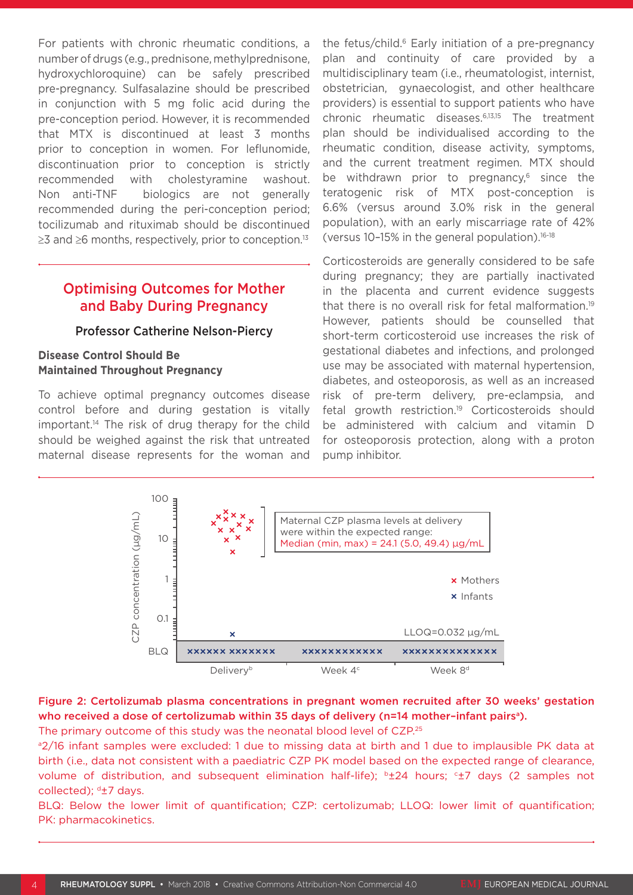For patients with chronic rheumatic conditions, a number of drugs (e.g., prednisone, methylprednisone, hydroxychloroquine) can be safely prescribed pre-pregnancy. Sulfasalazine should be prescribed in conjunction with 5 mg folic acid during the pre-conception period. However, it is recommended that MTX is discontinued at least 3 months prior to conception in women. For leflunomide, discontinuation prior to conception is strictly recommended with cholestyramine washout. Non anti-TNF biologics are not generally recommended during the peri-conception period; tocilizumab and rituximab should be discontinued ≥3 and ≥6 months, respectively, prior to conception.[13]

## Optimising Outcomes for Mother and Baby During Pregnancy

**Professor Catherine Nelson-Piercy**

### Disease Control Should Be Maintained Throughout Pregnancy

To achieve optimal pregnancy outcomes disease control before and during gestation is vitally important.[14] The risk of drug therapy for the child should be weighed against the risk that untreated maternal disease represents for the woman and the fetus/child.[6] Early initiation of a pre-pregnancy plan and continuity of care provided by a multidisciplinary team (i.e., rheumatologist, internist, obstetrician, gynaecologist, and other healthcare providers) is essential to support patients who have chronic rheumatic diseases.[6,13,15] The treatment plan should be individualised according to the rheumatic condition, disease activity, symptoms, and the current treatment regimen. MTX should be withdrawn prior to pregnancy,[6] since the teratogenic risk of MTX post-conception is 6.6% (versus around 3.0% risk in the general population), with an early miscarriage rate of 42% (versus 10–15% in the general population).[16-18]

Corticosteroids are generally considered to be safe during pregnancy; they are partially inactivated in the placenta and current evidence suggests that there is no overall risk for fetal malformation.[19] However, patients should be counselled that short-term corticosteroid use increases the risk of gestational diabetes and infections, and prolonged use may be associated with maternal hypertension, diabetes, and osteoporosis, as well as an increased risk of pre-term delivery, pre-eclampsia, and fetal growth restriction.[19] Corticosteroids should be administered with calcium and vitamin D for osteoporosis protection, along with a proton pump inhibitor.

**Figure 2: Certolizumab plasma concentrations in pregnant women recruited after 30 weeks' gestation who received a dose of certolizumab within 35 days of delivery (n=14 mother–infant pairs[a]).**

The primary outcome of this study was the neonatal blood level of CZP.[25]

[a]2/16 infant samples were excluded: 1 due to missing data at birth and 1 due to implausible PK data at birth (i.e., data not consistent with a paediatric CZP PK model based on the expected range of clearance, volume of distribution, and subsequent elimination half-life); [b]±24 hours; [c]±7 days (2 samples not collected); [d]±7 days.

BLQ: Below the lower limit of quantification; CZP: certolizumab; LLOQ: lower limit of quantification; PK: pharmacokinetics.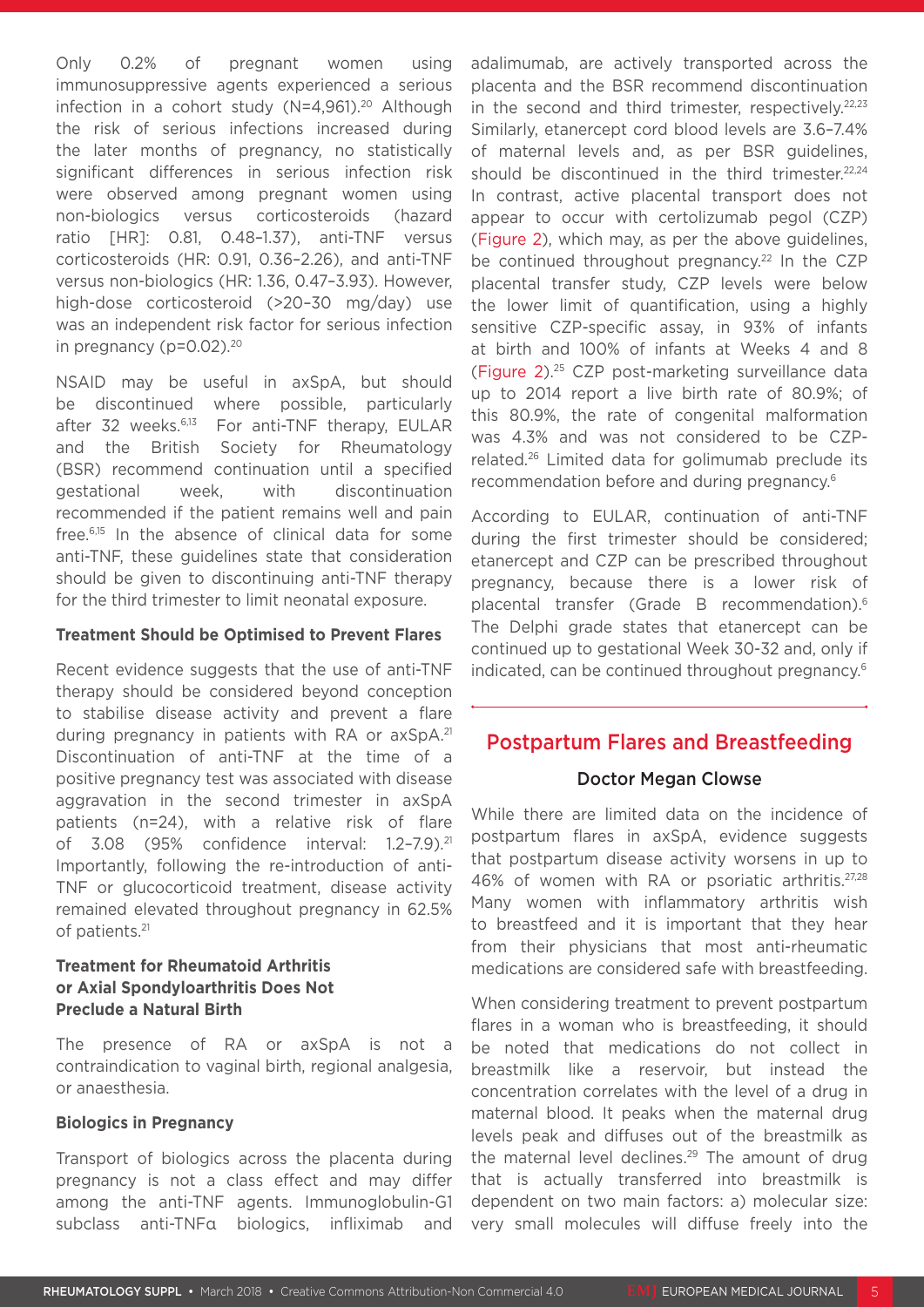Only 0.2% of pregnant women using immunosuppressive agents experienced a serious infection in a cohort study (N=4,961).[20] Although the risk of serious infections increased during the later months of pregnancy, no statistically significant differences in serious infection risk were observed among pregnant women using non-biologics versus corticosteroids (hazard ratio [HR]: 0.81, 0.48–1.37), anti-TNF versus corticosteroids (HR: 0.91, 0.36–2.26), and anti-TNF versus non-biologics (HR: 1.36, 0.47–3.93). However, high-dose corticosteroid (>20–30 mg/day) use was an independent risk factor for serious infection in pregnancy (p=0.02).[20]

NSAID may be useful in axSpA, but should be discontinued where possible, particularly after 32 weeks.[6,13] For anti-TNF therapy, EULAR and the British Society for Rheumatology (BSR) recommend continuation until a specified gestational week, with discontinuation recommended if the patient remains well and pain free.[6,15] In the absence of clinical data for some anti-TNF, these guidelines state that consideration should be given to discontinuing anti-TNF therapy for the third trimester to limit neonatal exposure.

**Treatment Should be Optimised to Prevent Flares**

Recent evidence suggests that the use of anti-TNF therapy should be considered beyond conception to stabilise disease activity and prevent a flare during pregnancy in patients with RA or axSpA.[21] Discontinuation of anti-TNF at the time of a positive pregnancy test was associated with disease aggravation in the second trimester in axSpA patients (n=24), with a relative risk of flare of 3.08 (95% confidence interval: 1.2–7.9).[21] Importantly, following the re-introduction of anti-TNF or glucocorticoid treatment, disease activity remained elevated throughout pregnancy in 62.5% of patients.[21]

**Treatment for Rheumatoid Arthritis or Axial Spondyloarthritis Does Not Preclude a Natural Birth**

The presence of RA or axSpA is not a contraindication to vaginal birth, regional analgesia, or anaesthesia.

**Biologics in Pregnancy**

Transport of biologics across the placenta during pregnancy is not a class effect and may differ among the anti-TNF agents. Immunoglobulin-G1 subclass anti-TNFα biologics, infliximab and adalimumab, are actively transported across the placenta and the BSR recommend discontinuation in the second and third trimester, respectively.[22,23] Similarly, etanercept cord blood levels are 3.6–7.4% of maternal levels and, as per BSR guidelines, should be discontinued in the third trimester.[22,24] In contrast, active placental transport does not appear to occur with certolizumab pegol (CZP) (Figure 2), which may, as per the above guidelines, be continued throughout pregnancy.[22] In the CZP placental transfer study, CZP levels were below the lower limit of quantification, using a highly sensitive CZP-specific assay, in 93% of infants at birth and 100% of infants at Weeks 4 and 8 (Figure 2).[25] CZP post-marketing surveillance data up to 2014 report a live birth rate of 80.9%; of this 80.9%, the rate of congenital malformation was 4.3% and was not considered to be CZP-related.[26] Limited data for golimumab preclude its recommendation before and during pregnancy.[6]

According to EULAR, continuation of anti-TNF during the first trimester should be considered; etanercept and CZP can be prescribed throughout pregnancy, because there is a lower risk of placental transfer (Grade B recommendation).[6] The Delphi grade states that etanercept can be continued up to gestational Week 30-32 and, only if indicated, can be continued throughout pregnancy.[6]

## Postpartum Flares and Breastfeeding

### Doctor Megan Clowse

While there are limited data on the incidence of postpartum flares in axSpA, evidence suggests that postpartum disease activity worsens in up to 46% of women with RA or psoriatic arthritis.[27,28] Many women with inflammatory arthritis wish to breastfeed and it is important that they hear from their physicians that most anti-rheumatic medications are considered safe with breastfeeding.

When considering treatment to prevent postpartum flares in a woman who is breastfeeding, it should be noted that medications do not collect in breastmilk like a reservoir, but instead the concentration correlates with the level of a drug in maternal blood. It peaks when the maternal drug levels peak and diffuses out of the breastmilk as the maternal level declines.[29] The amount of drug that is actually transferred into breastmilk is dependent on two main factors: a) molecular size: very small molecules will diffuse freely into the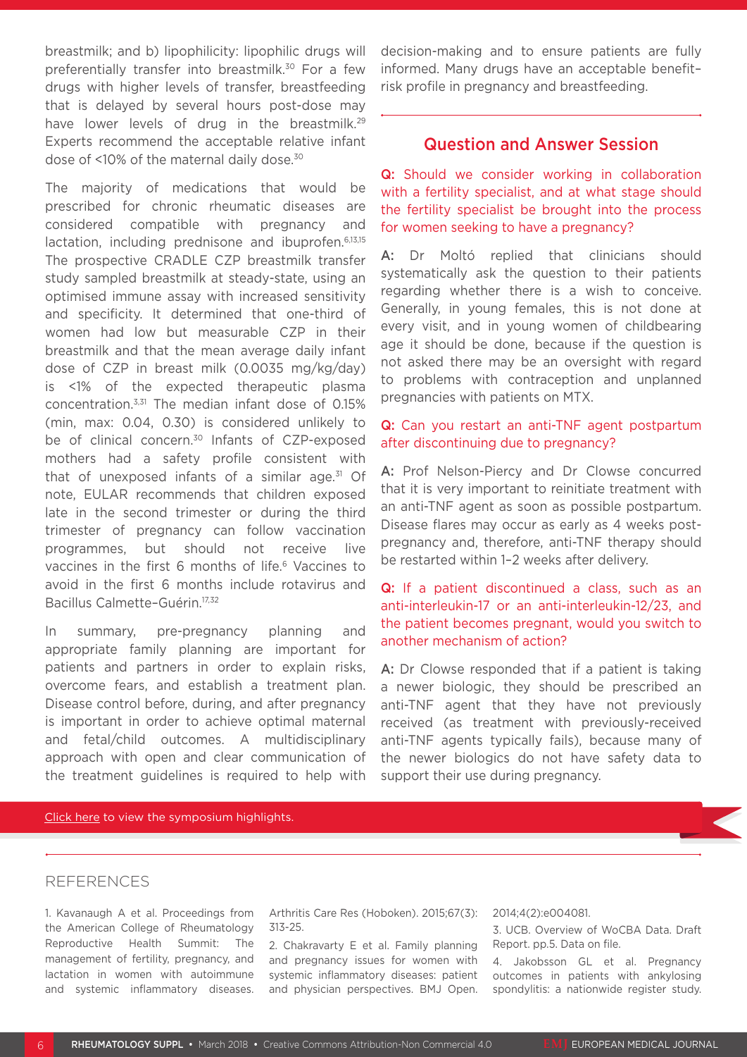breastmilk; and b) lipophilicity: lipophilic drugs will preferentially transfer into breastmilk.[30] For a few drugs with higher levels of transfer, breastfeeding that is delayed by several hours post-dose may have lower levels of drug in the breastmilk.[29] Experts recommend the acceptable relative infant dose of <10% of the maternal daily dose.[30]

The majority of medications that would be prescribed for chronic rheumatic diseases are considered compatible with pregnancy and lactation, including prednisone and ibuprofen.[6,13,15] The prospective CRADLE CZP breastmilk transfer study sampled breastmilk at steady-state, using an optimised immune assay with increased sensitivity and specificity. It determined that one-third of women had low but measurable CZP in their breastmilk and that the mean average daily infant dose of CZP in breast milk (0.0035 mg/kg/day) is <1% of the expected therapeutic plasma concentration.[3,31] The median infant dose of 0.15% (min, max: 0.04, 0.30) is considered unlikely to be of clinical concern.[30] Infants of CZP-exposed mothers had a safety profile consistent with that of unexposed infants of a similar age.[31] Of note, EULAR recommends that children exposed late in the second trimester or during the third trimester of pregnancy can follow vaccination programmes, but should not receive live vaccines in the first 6 months of life.[6] Vaccines to avoid in the first 6 months include rotavirus and Bacillus Calmette–Guérin.[17,32]

In summary, pre-pregnancy planning and appropriate family planning are important for patients and partners in order to explain risks, overcome fears, and establish a treatment plan. Disease control before, during, and after pregnancy is important in order to achieve optimal maternal and fetal/child outcomes. A multidisciplinary approach with open and clear communication of the treatment guidelines is required to help with decision-making and to ensure patients are fully informed. Many drugs have an acceptable benefit–risk profile in pregnancy and breastfeeding.

## Question and Answer Session

**Q:** Should we consider working in collaboration with a fertility specialist, and at what stage should the fertility specialist be brought into the process for women seeking to have a pregnancy?

**A:** Dr Moltó replied that clinicians should systematically ask the question to their patients regarding whether there is a wish to conceive. Generally, in young females, this is not done at every visit, and in young women of childbearing age it should be done, because if the question is not asked there may be an oversight with regard to problems with contraception and unplanned pregnancies with patients on MTX.

**Q:** Can you restart an anti-TNF agent postpartum after discontinuing due to pregnancy?

**A:** Prof Nelson-Piercy and Dr Clowse concurred that it is very important to reinitiate treatment with an anti-TNF agent as soon as possible postpartum. Disease flares may occur as early as 4 weeks post-pregnancy and, therefore, anti-TNF therapy should be restarted within 1–2 weeks after delivery.

**Q:** If a patient discontinued a class, such as an anti-interleukin-17 or an anti-interleukin-12/23, and the patient becomes pregnant, would you switch to another mechanism of action?

**A:** Dr Clowse responded that if a patient is taking a newer biologic, they should be prescribed an anti-TNF agent that they have not previously received (as treatment with previously-received anti-TNF agents typically fails), because many of the newer biologics do not have safety data to support their use during pregnancy.

Click here to view the symposium highlights.

## REFERENCES

1. Kavanaugh A et al. Proceedings from the American College of Rheumatology Reproductive Health Summit: The management of fertility, pregnancy, and lactation in women with autoimmune and systemic inflammatory diseases. Arthritis Care Res (Hoboken). 2015;67(3):313-25.

2. Chakravarty E et al. Family planning and pregnancy issues for women with systemic inflammatory diseases: patient and physician perspectives. BMJ Open. 2014;4(2):e004081.

3. UCB. Overview of WoCBA Data. Draft Report. pp.5. Data on file.

4. Jakobsson GL et al. Pregnancy outcomes in patients with ankylosing spondylitis: a nationwide register study.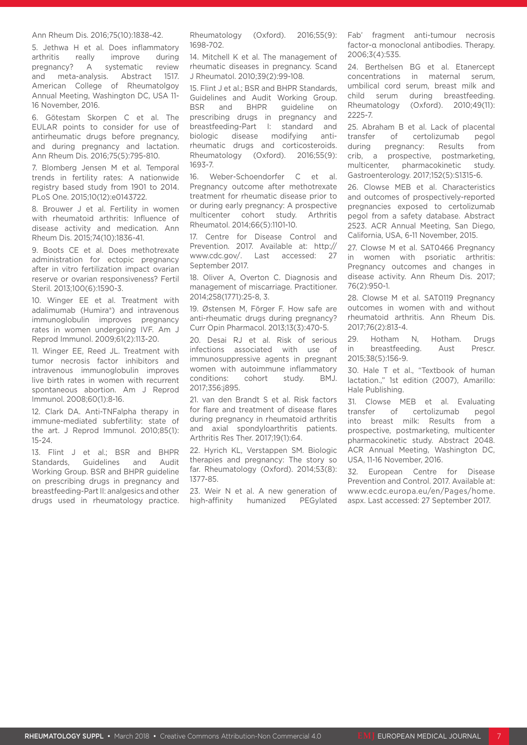Ann Rheum Dis. 2016;75(10):1838-42.

5. Jethwa H et al. Does inflammatory arthritis really improve during pregnancy? A systematic review and meta-analysis. Abstract 1517. American College of Rheumatolgoy Annual Meeting, Washington DC, USA 11-16 November, 2016.

6. Götestam Skorpen C et al. The EULAR points to consider for use of antirheumatic drugs before pregnancy, and during pregnancy and lactation. Ann Rheum Dis. 2016;75(5):795-810.

7. Blomberg Jensen M et al. Temporal trends in fertility rates: A nationwide registry based study from 1901 to 2014. PLoS One. 2015;10(12):e0143722.

8. Brouwer J et al. Fertility in women with rheumatoid arthritis: Influence of disease activity and medication. Ann Rheum Dis. 2015;74(10):1836-41.

9. Boots CE et al. Does methotrexate administration for ectopic pregnancy after in vitro fertilization impact ovarian reserve or ovarian responsiveness? Fertil Steril. 2013;100(6):1590-3.

10. Winger EE et al. Treatment with adalimumab (Humira®) and intravenous immunoglobulin improves pregnancy rates in women undergoing IVF. Am J Reprod Immunol. 2009;61(2):113-20.

11. Winger EE, Reed JL. Treatment with tumor necrosis factor inhibitors and intravenous immunoglobulin improves live birth rates in women with recurrent spontaneous abortion. Am J Reprod Immunol. 2008;60(1):8-16.

12. Clark DA. Anti-TNFalpha therapy in immune-mediated subfertility: state of the art. J Reprod Immunol. 2010;85(1): 15-24.

13. Flint J et al.; BSR and BHPR Standards, Guidelines and Audit Working Group. BSR and BHPR guideline on prescribing drugs in pregnancy and breastfeeding-Part II: analgesics and other drugs used in rheumatology practice. Rheumatology (Oxford). 2016;55(9): 1698-702.

14. Mitchell K et al. The management of rheumatic diseases in pregnancy. Scand J Rheumatol. 2010;39(2):99-108.

15. Flint J et al.; BSR and BHPR Standards, Guidelines and Audit Working Group. BSR and BHPR guideline on prescribing drugs in pregnancy and breastfeeding-Part I: standard and biologic disease modifying anti-rheumatic drugs and corticosteroids. Rheumatology (Oxford). 2016;55(9): 1693-7.

16. Weber-Schoendorfer C et al. Pregnancy outcome after methotrexate treatment for rheumatic disease prior to or during early pregnancy: A prospective multicenter cohort study. Arthritis Rheumatol. 2014;66(5):1101-10.

17. Centre for Disease Control and Prevention. 2017. Available at: http://www.cdc.gov/. Last accessed: 27 September 2017.

18. Oliver A, Overton C. Diagnosis and management of miscarriage. Practitioner. 2014;258(1771):25-8, 3.

19. Østensen M, Förger F. How safe are anti-rheumatic drugs during pregnancy? Curr Opin Pharmacol. 2013;13(3):470-5.

20. Desai RJ et al. Risk of serious infections associated with use of immunosuppressive agents in pregnant women with autoimmune inflammatory conditions: cohort study. BMJ. 2017;356:j895.

21. van den Brandt S et al. Risk factors for flare and treatment of disease flares during pregnancy in rheumatoid arthritis and axial spondyloarthritis patients. Arthritis Res Ther. 2017;19(1):64.

22. Hyrich KL, Verstappen SM. Biologic therapies and pregnancy: The story so far. Rheumatology (Oxford). 2014;53(8): 1377-85.

23. Weir N et al. A new generation of high-affinity humanized PEGylated Fab' fragment anti-tumour necrosis factor-α monoclonal antibodies. Therapy. 2006;3(4):535.

24. Berthelsen BG et al. Etanercept concentrations in maternal serum, umbilical cord serum, breast milk and child serum during breastfeeding. Rheumatology (Oxford). 2010;49(11): 2225-7.

25. Abraham B et al. Lack of placental transfer of certolizumab pegol during pregnancy: Results from crib, a prospective, postmarketing, multicenter, pharmacokinetic study. Gastroenterology. 2017;152(5):S1315-6.

26. Clowse MEB et al. Characteristics and outcomes of prospectively-reported pregnancies exposed to certolizumab pegol from a safety database. Abstract 2523. ACR Annual Meeting, San Diego, California, USA, 6-11 November, 2015.

27. Clowse M et al. SAT0466 Pregnancy in women with psoriatic arthritis: Pregnancy outcomes and changes in disease activity. Ann Rheum Dis. 2017; 76(2):950-1.

28. Clowse M et al. SAT0119 Pregnancy outcomes in women with and without rheumatoid arthritis. Ann Rheum Dis. 2017;76(2):813-4.

29. Hotham N, Hotham. Drugs in breastfeeding. Aust Prescr. 2015;38(5):156-9.

30. Hale T et al., "Textbook of human lactation.," 1st edition (2007), Amarillo: Hale Publishing.

31. Clowse MEB et al. Evaluating transfer of certolizumab pegol into breast milk: Results from a prospective, postmarketing, multicenter pharmacokinetic study. Abstract 2048. ACR Annual Meeting, Washington DC, USA, 11-16 November, 2016.

32. European Centre for Disease Prevention and Control. 2017. Available at: www.ecdc.europa.eu/en/Pages/home.aspx. Last accessed: 27 September 2017.